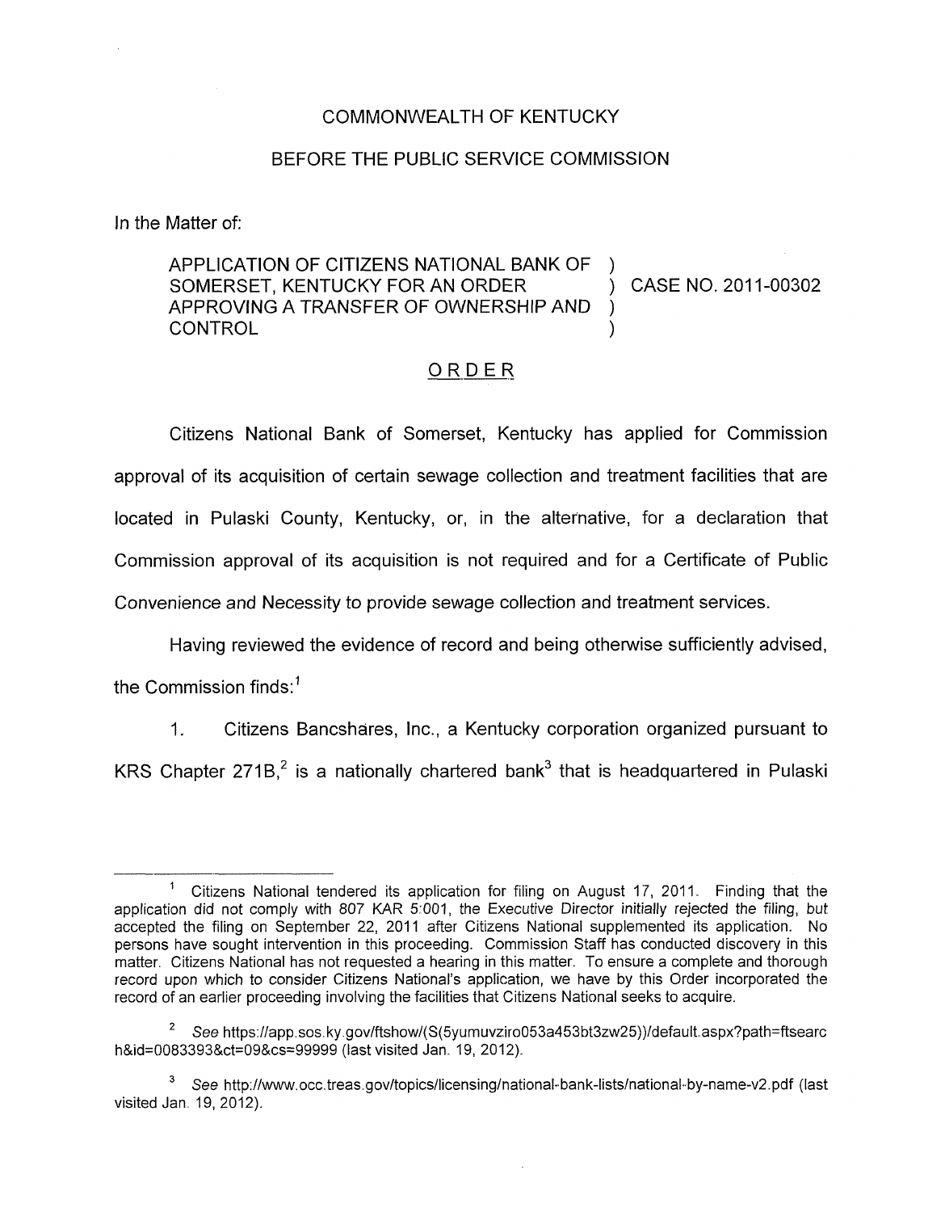COMMONWEALTH OF KENTUCKY

BEFORE THE PUBLIC SERVICE COMMISSION

In the Matter of:

APPLICATION OF CITIZENS NATIONAL BANK OF SOMERSET, KENTUCKY FOR AN ORDER APPROVING A TRANSFER OF OWNERSHIP AND CONTROL ) CASE NO. 2011-00302

## ORDER

Citizens National Bank of Somerset, Kentucky has applied for Commission approval of its acquisition of certain sewage collection and treatment facilities that are located in Pulaski County, Kentucky, or, in the alternative, for a declaration that Commission approval of its acquisition is not required and for a Certificate of Public Convenience and Necessity to provide sewage collection and treatment services.

Having reviewed the evidence of record and being otherwise sufficiently advised, the Commission finds:[1]

1. Citizens Bancshares, Inc., a Kentucky corporation organized pursuant to KRS Chapter 271B,[2] is a nationally chartered bank[3] that is headquartered in Pulaski

---

[1] Citizens National tendered its application for filing on August 17, 2011. Finding that the application did not comply with 807 KAR 5:001, the Executive Director initially rejected the filing, but accepted the filing on September 22, 2011 after Citizens National supplemented its application. No persons have sought intervention in this proceeding. Commission Staff has conducted discovery in this matter. Citizens National has not requested a hearing in this matter. To ensure a complete and thorough record upon which to consider Citizens National's application, we have by this Order incorporated the record of an earlier proceeding involving the facilities that Citizens National seeks to acquire.

[2] *See* https://app.sos.ky.gov/ftshow/(S(5yumuvziro053a453bt3zw25))/default.aspx?path=ftsearch&id=0083393&ct=09&cs=99999 (last visited Jan. 19, 2012).

[3] *See* http://www.occ.treas.gov/topics/licensing/national-bank-lists/national-by-name-v2.pdf (last visited Jan. 19, 2012).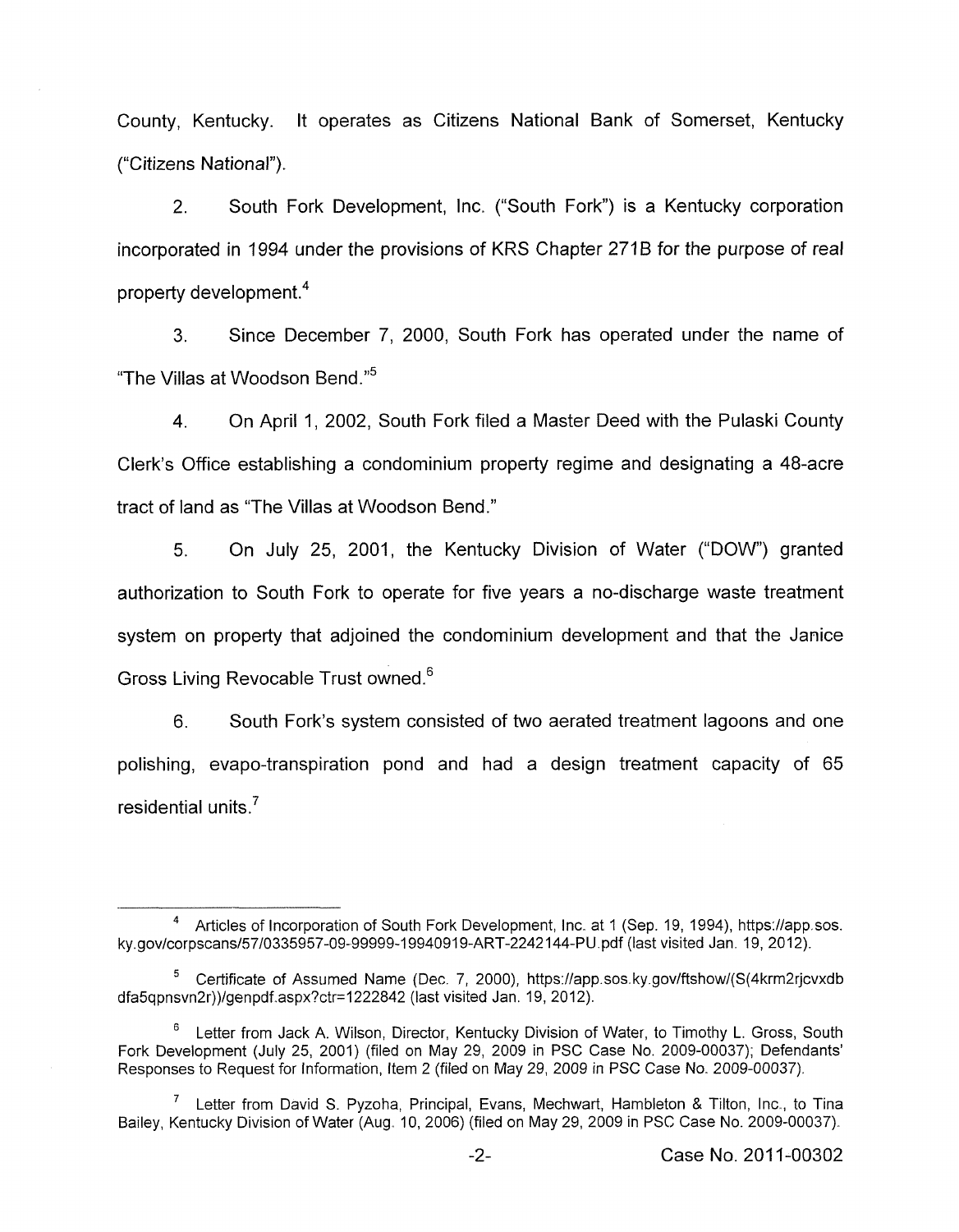County, Kentucky. It operates as Citizens National Bank of Somerset, Kentucky ("Citizens National").

2. South Fork Development, Inc. ("South Fork") is a Kentucky corporation incorporated in 1994 under the provisions of KRS Chapter 271B for the purpose of real property development.[4]

3. Since December 7, 2000, South Fork has operated under the name of "The Villas at Woodson Bend."[5]

4. On April 1, 2002, South Fork filed a Master Deed with the Pulaski County Clerk's Office establishing a condominium property regime and designating a 48-acre tract of land as "The Villas at Woodson Bend."

5. On July 25, 2001, the Kentucky Division of Water ("DOW") granted authorization to South Fork to operate for five years a no-discharge waste treatment system on property that adjoined the condominium development and that the Janice Gross Living Revocable Trust owned.[6]

6. South Fork's system consisted of two aerated treatment lagoons and one polishing, evapo-transpiration pond and had a design treatment capacity of 65 residential units.[7]

---

[4] Articles of Incorporation of South Fork Development, Inc. at 1 (Sep. 19, 1994), https://app.sos.ky.gov/corpscans/57/0335957-09-99999-19940919-ART-2242144-PU.pdf (last visited Jan. 19, 2012).

[5] Certificate of Assumed Name (Dec. 7, 2000), https://app.sos.ky.gov/ftshow/(S(4krm2rjcvxdbdfa5qpnsvn2r))/genpdf.aspx?ctr=1222842 (last visited Jan. 19, 2012).

[6] Letter from Jack A. Wilson, Director, Kentucky Division of Water, to Timothy L. Gross, South Fork Development (July 25, 2001) (filed on May 29, 2009 in PSC Case No. 2009-00037); Defendants' Responses to Request for Information, Item 2 (filed on May 29, 2009 in PSC Case No. 2009-00037).

[7] Letter from David S. Pyzoha, Principal, Evans, Mechwart, Hambleton & Tilton, Inc., to Tina Bailey, Kentucky Division of Water (Aug. 10, 2006) (filed on May 29, 2009 in PSC Case No. 2009-00037).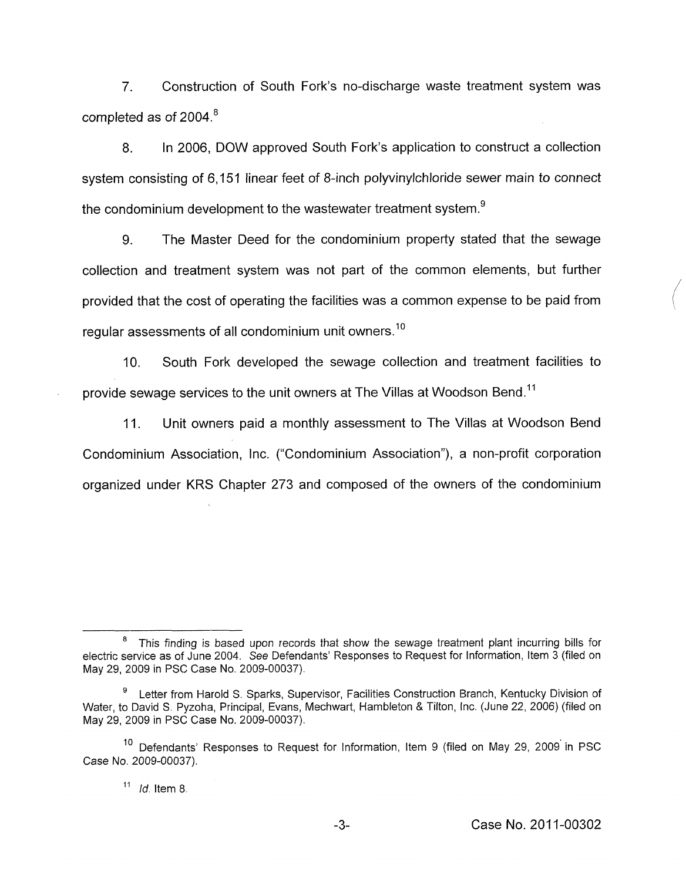7. Construction of South Fork's no-discharge waste treatment system was completed as of 2004.[8]

8. In 2006, DOW approved South Fork's application to construct a collection system consisting of 6,151 linear feet of 8-inch polyvinylchloride sewer main to connect the condominium development to the wastewater treatment system.[9]

9. The Master Deed for the condominium property stated that the sewage collection and treatment system was not part of the common elements, but further provided that the cost of operating the facilities was a common expense to be paid from regular assessments of all condominium unit owners.[10]

10. South Fork developed the sewage collection and treatment facilities to provide sewage services to the unit owners at The Villas at Woodson Bend.[11]

11. Unit owners paid a monthly assessment to The Villas at Woodson Bend Condominium Association, Inc. ("Condominium Association"), a non-profit corporation organized under KRS Chapter 273 and composed of the owners of the condominium

---

[8] This finding is based upon records that show the sewage treatment plant incurring bills for electric service as of June 2004. *See* Defendants' Responses to Request for Information, Item 3 (filed on May 29, 2009 in PSC Case No. 2009-00037).

[9] Letter from Harold S. Sparks, Supervisor, Facilities Construction Branch, Kentucky Division of Water, to David S. Pyzoha, Principal, Evans, Mechwart, Hambleton & Tilton, Inc. (June 22, 2006) (filed on May 29, 2009 in PSC Case No. 2009-00037).

[10] Defendants' Responses to Request for Information, Item 9 (filed on May 29, 2009 in PSC Case No. 2009-00037).

[11] *Id.* Item 8.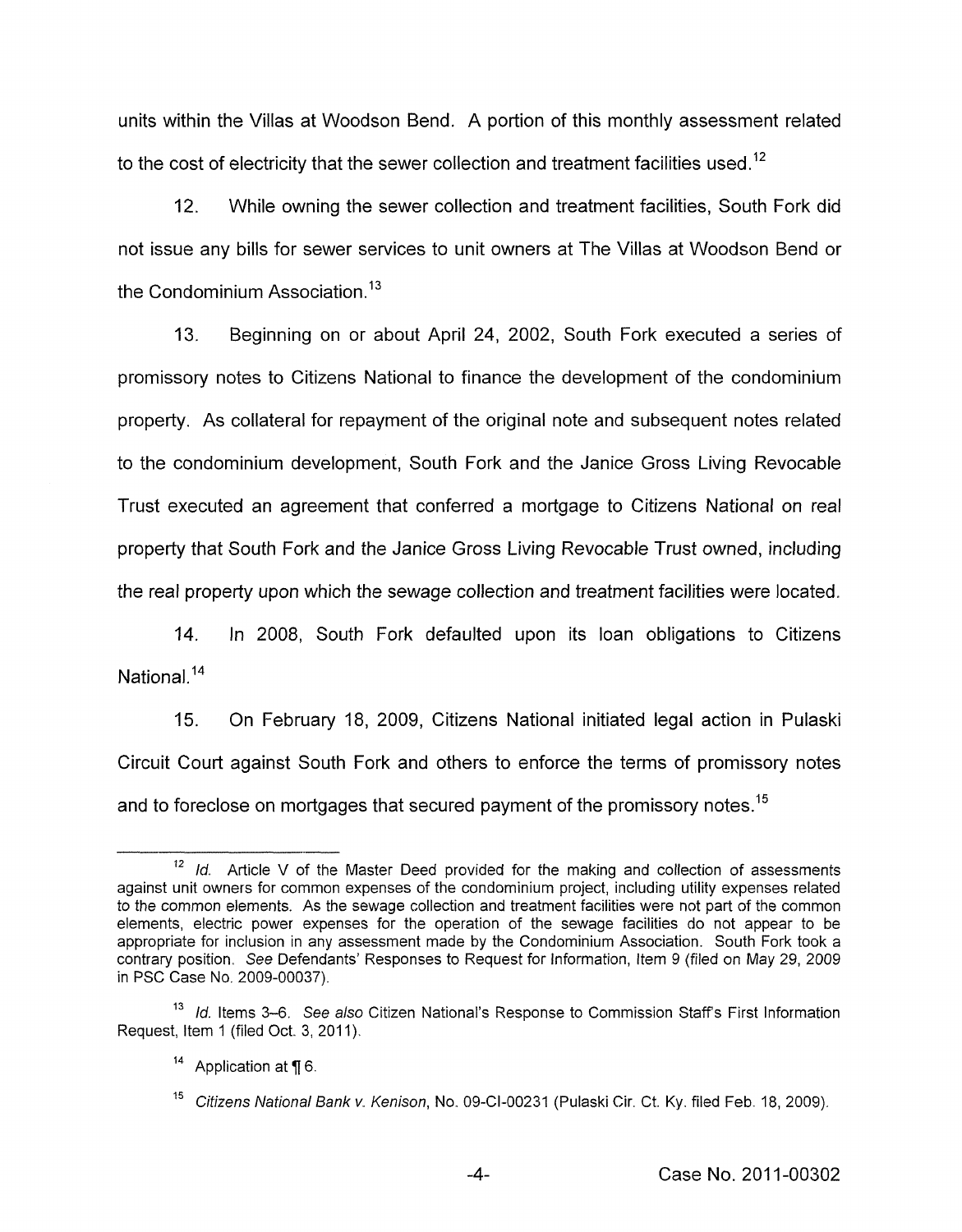units within the Villas at Woodson Bend. A portion of this monthly assessment related to the cost of electricity that the sewer collection and treatment facilities used.[12]

12. While owning the sewer collection and treatment facilities, South Fork did not issue any bills for sewer services to unit owners at The Villas at Woodson Bend or the Condominium Association.[13]

13. Beginning on or about April 24, 2002, South Fork executed a series of promissory notes to Citizens National to finance the development of the condominium property. As collateral for repayment of the original note and subsequent notes related to the condominium development, South Fork and the Janice Gross Living Revocable Trust executed an agreement that conferred a mortgage to Citizens National on real property that South Fork and the Janice Gross Living Revocable Trust owned, including the real property upon which the sewage collection and treatment facilities were located.

14. In 2008, South Fork defaulted upon its loan obligations to Citizens National.[14]

15. On February 18, 2009, Citizens National initiated legal action in Pulaski Circuit Court against South Fork and others to enforce the terms of promissory notes and to foreclose on mortgages that secured payment of the promissory notes.[15]

---

[12] *Id.* Article V of the Master Deed provided for the making and collection of assessments against unit owners for common expenses of the condominium project, including utility expenses related to the common elements. As the sewage collection and treatment facilities were not part of the common elements, electric power expenses for the operation of the sewage facilities do not appear to be appropriate for inclusion in any assessment made by the Condominium Association. South Fork took a contrary position. *See* Defendants' Responses to Request for Information, Item 9 (filed on May 29, 2009 in PSC Case No. 2009-00037).

[13] *Id.* Items 3–6. *See also* Citizen National's Response to Commission Staff's First Information Request, Item 1 (filed Oct. 3, 2011).

[14] Application at ¶ 6.

[15] *Citizens National Bank v. Kenison*, No. 09-CI-00231 (Pulaski Cir. Ct. Ky. filed Feb. 18, 2009).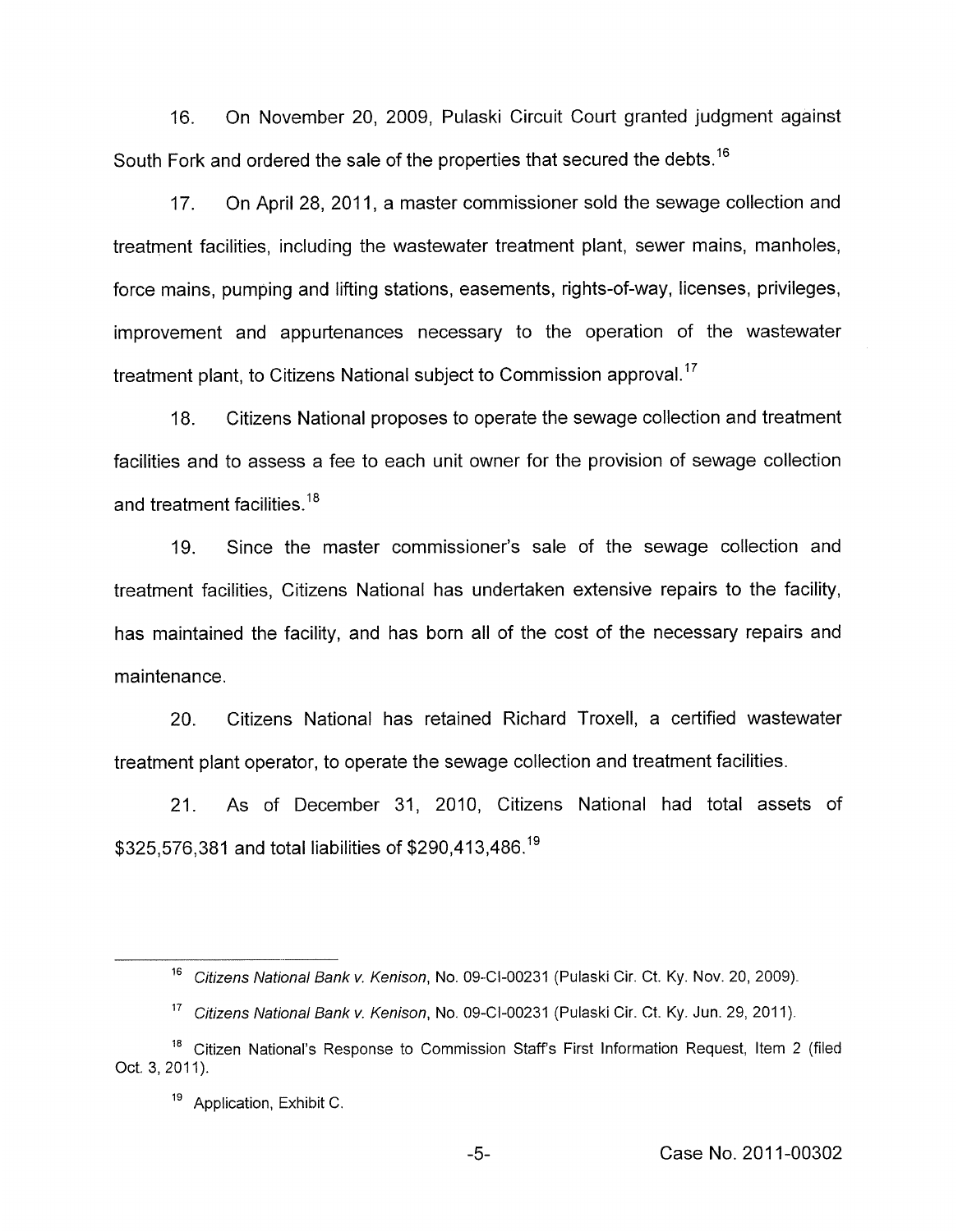16. On November 20, 2009, Pulaski Circuit Court granted judgment against South Fork and ordered the sale of the properties that secured the debts.[16]

17. On April 28, 2011, a master commissioner sold the sewage collection and treatment facilities, including the wastewater treatment plant, sewer mains, manholes, force mains, pumping and lifting stations, easements, rights-of-way, licenses, privileges, improvement and appurtenances necessary to the operation of the wastewater treatment plant, to Citizens National subject to Commission approval.[17]

18. Citizens National proposes to operate the sewage collection and treatment facilities and to assess a fee to each unit owner for the provision of sewage collection and treatment facilities.[18]

19. Since the master commissioner's sale of the sewage collection and treatment facilities, Citizens National has undertaken extensive repairs to the facility, has maintained the facility, and has born all of the cost of the necessary repairs and maintenance.

20. Citizens National has retained Richard Troxell, a certified wastewater treatment plant operator, to operate the sewage collection and treatment facilities.

21. As of December 31, 2010, Citizens National had total assets of $325,576,381 and total liabilities of $290,413,486.[19]

---

[16] *Citizens National Bank v. Kenison*, No. 09-CI-00231 (Pulaski Cir. Ct. Ky. Nov. 20, 2009).

[17] *Citizens National Bank v. Kenison*, No. 09-CI-00231 (Pulaski Cir. Ct. Ky. Jun. 29, 2011).

[18] Citizen National's Response to Commission Staff's First Information Request, Item 2 (filed Oct. 3, 2011).

[19] Application, Exhibit C.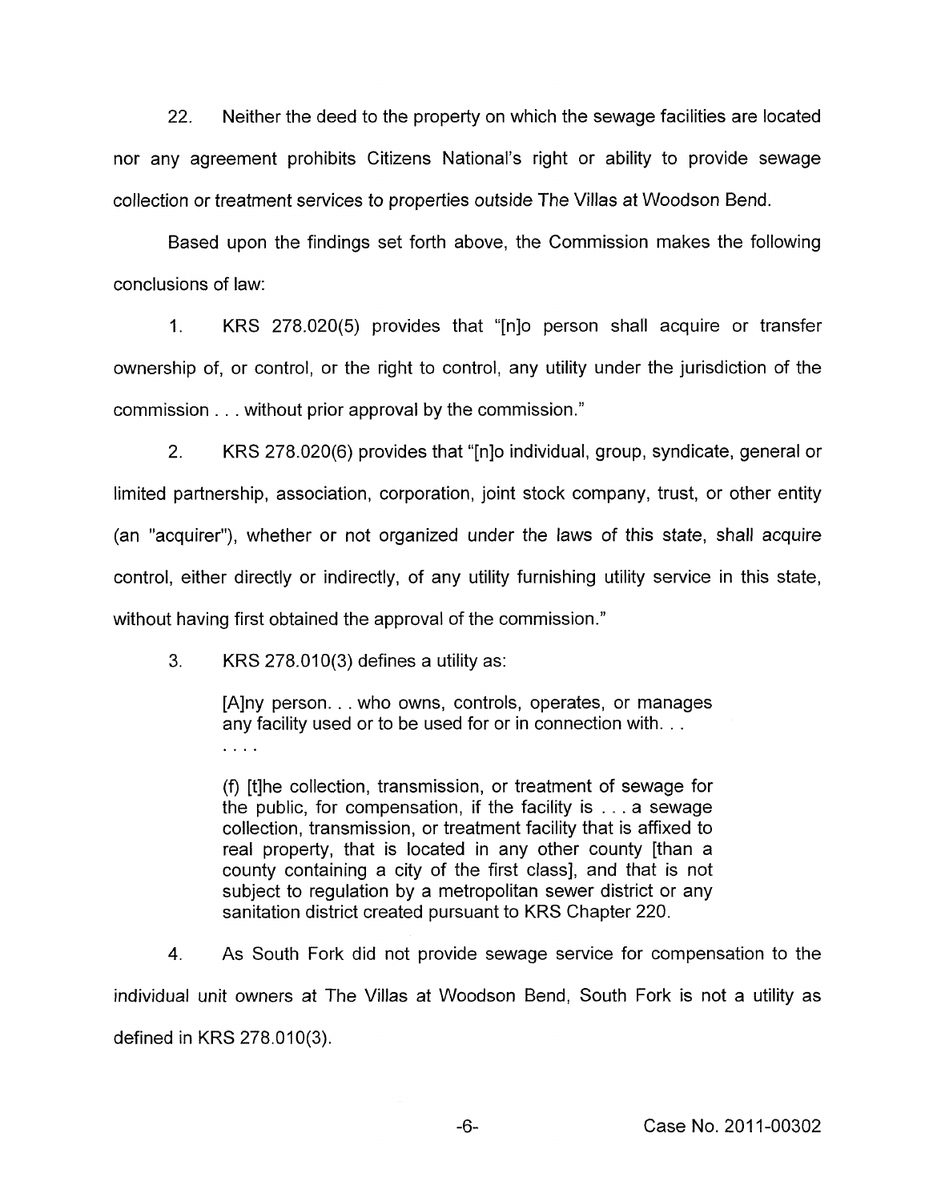22. Neither the deed to the property on which the sewage facilities are located nor any agreement prohibits Citizens National's right or ability to provide sewage collection or treatment services to properties outside The Villas at Woodson Bend.

Based upon the findings set forth above, the Commission makes the following conclusions of law:

1. KRS 278.020(5) provides that "[n]o person shall acquire or transfer ownership of, or control, or the right to control, any utility under the jurisdiction of the commission . . . without prior approval by the commission."

2. KRS 278.020(6) provides that "[n]o individual, group, syndicate, general or limited partnership, association, corporation, joint stock company, trust, or other entity (an "acquirer"), whether or not organized under the laws of this state, shall acquire control, either directly or indirectly, of any utility furnishing utility service in this state, without having first obtained the approval of the commission."

3. KRS 278.010(3) defines a utility as:

> [A]ny person. . . who owns, controls, operates, or manages any facility used or to be used for or in connection with. . .
>
> . . . .
>
> (f) [t]he collection, transmission, or treatment of sewage for the public, for compensation, if the facility is . . . a sewage collection, transmission, or treatment facility that is affixed to real property, that is located in any other county [than a county containing a city of the first class], and that is not subject to regulation by a metropolitan sewer district or any sanitation district created pursuant to KRS Chapter 220.

4. As South Fork did not provide sewage service for compensation to the individual unit owners at The Villas at Woodson Bend, South Fork is not a utility as defined in KRS 278.010(3).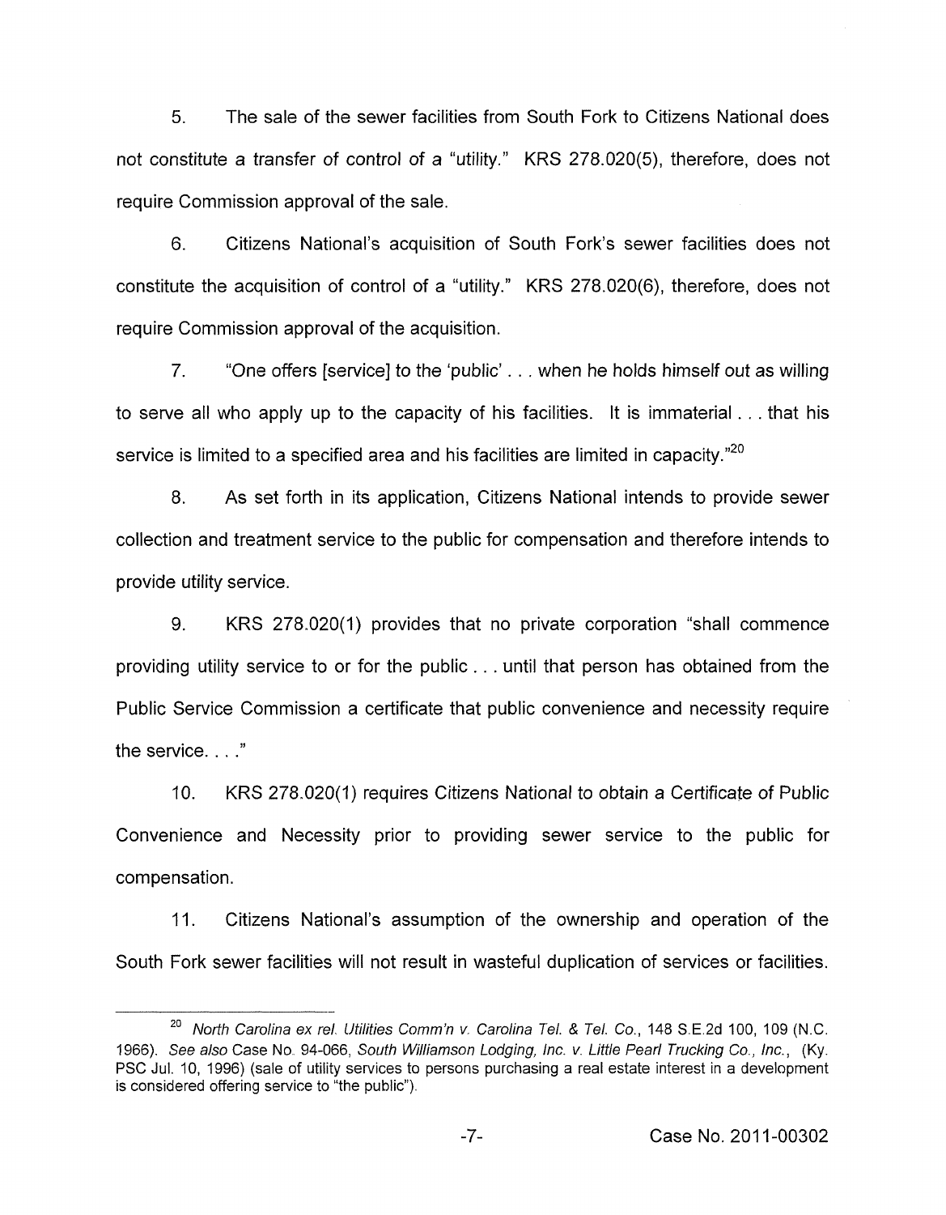5. The sale of the sewer facilities from South Fork to Citizens National does not constitute a transfer of control of a "utility." KRS 278.020(5), therefore, does not require Commission approval of the sale.

6. Citizens National's acquisition of South Fork's sewer facilities does not constitute the acquisition of control of a "utility." KRS 278.020(6), therefore, does not require Commission approval of the acquisition.

7. "One offers [service] to the 'public' . . . when he holds himself out as willing to serve all who apply up to the capacity of his facilities. It is immaterial . . . that his service is limited to a specified area and his facilities are limited in capacity."[20]

8. As set forth in its application, Citizens National intends to provide sewer collection and treatment service to the public for compensation and therefore intends to provide utility service.

9. KRS 278.020(1) provides that no private corporation "shall commence providing utility service to or for the public . . . until that person has obtained from the Public Service Commission a certificate that public convenience and necessity require the service. . . ."

10. KRS 278.020(1) requires Citizens National to obtain a Certificate of Public Convenience and Necessity prior to providing sewer service to the public for compensation.

11. Citizens National's assumption of the ownership and operation of the South Fork sewer facilities will not result in wasteful duplication of services or facilities.

---

[20] *North Carolina ex rel. Utilities Comm'n v. Carolina Tel. & Tel. Co.*, 148 S.E.2d 100, 109 (N.C. 1966). *See also* Case No. 94-066, *South Williamson Lodging, Inc. v. Little Pearl Trucking Co., Inc.*, (Ky. PSC Jul. 10, 1996) (sale of utility services to persons purchasing a real estate interest in a development is considered offering service to "the public").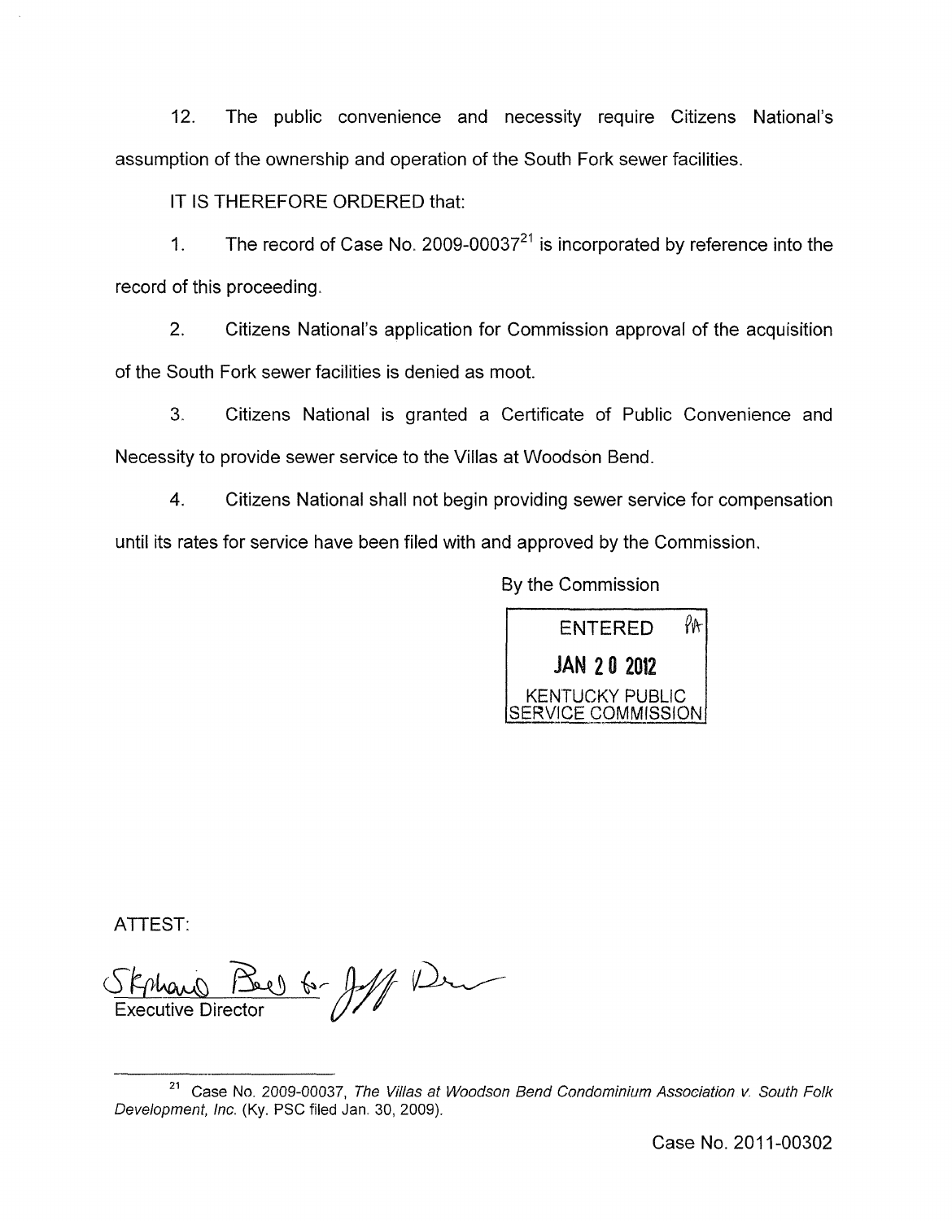12. The public convenience and necessity require Citizens National's assumption of the ownership and operation of the South Fork sewer facilities.

IT IS THEREFORE ORDERED that:

1. The record of Case No. 2009-00037[21] is incorporated by reference into the record of this proceeding.

2. Citizens National's application for Commission approval of the acquisition of the South Fork sewer facilities is denied as moot.

3. Citizens National is granted a Certificate of Public Convenience and Necessity to provide sewer service to the Villas at Woodson Bend.

4. Citizens National shall not begin providing sewer service for compensation until its rates for service have been filed with and approved by the Commission.

By the Commission

ENTERED
JAN 20 2012
KENTUCKY PUBLIC SERVICE COMMISSION

ATTEST:

Stephanie Bell for Jeff Derouen
Executive Director

---

[21] Case No. 2009-00037, *The Villas at Woodson Bend Condominium Association v. South Folk Development, Inc.* (Ky. PSC filed Jan. 30, 2009).

Case No. 2011-00302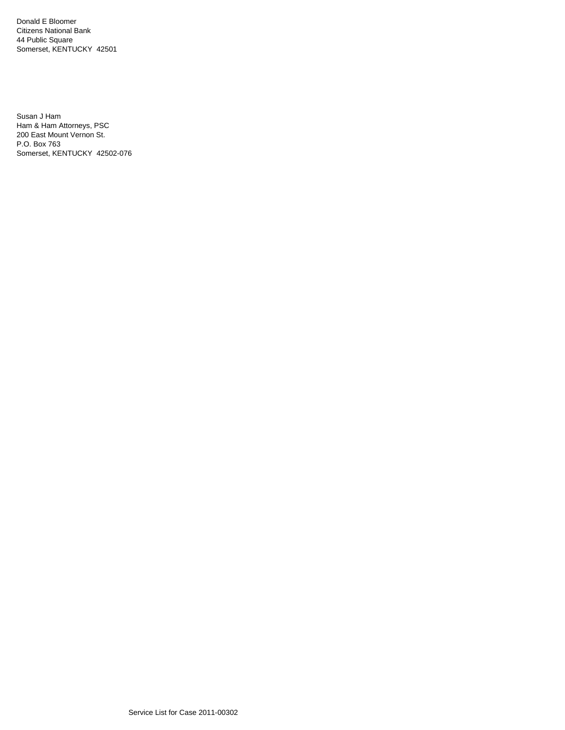Donald E Bloomer
Citizens National Bank
44 Public Square
Somerset, KENTUCKY  42501

Susan J Ham
Ham & Ham Attorneys, PSC
200 East Mount Vernon St.
P.O. Box 763
Somerset, KENTUCKY  42502-076

Service List for Case 2011-00302